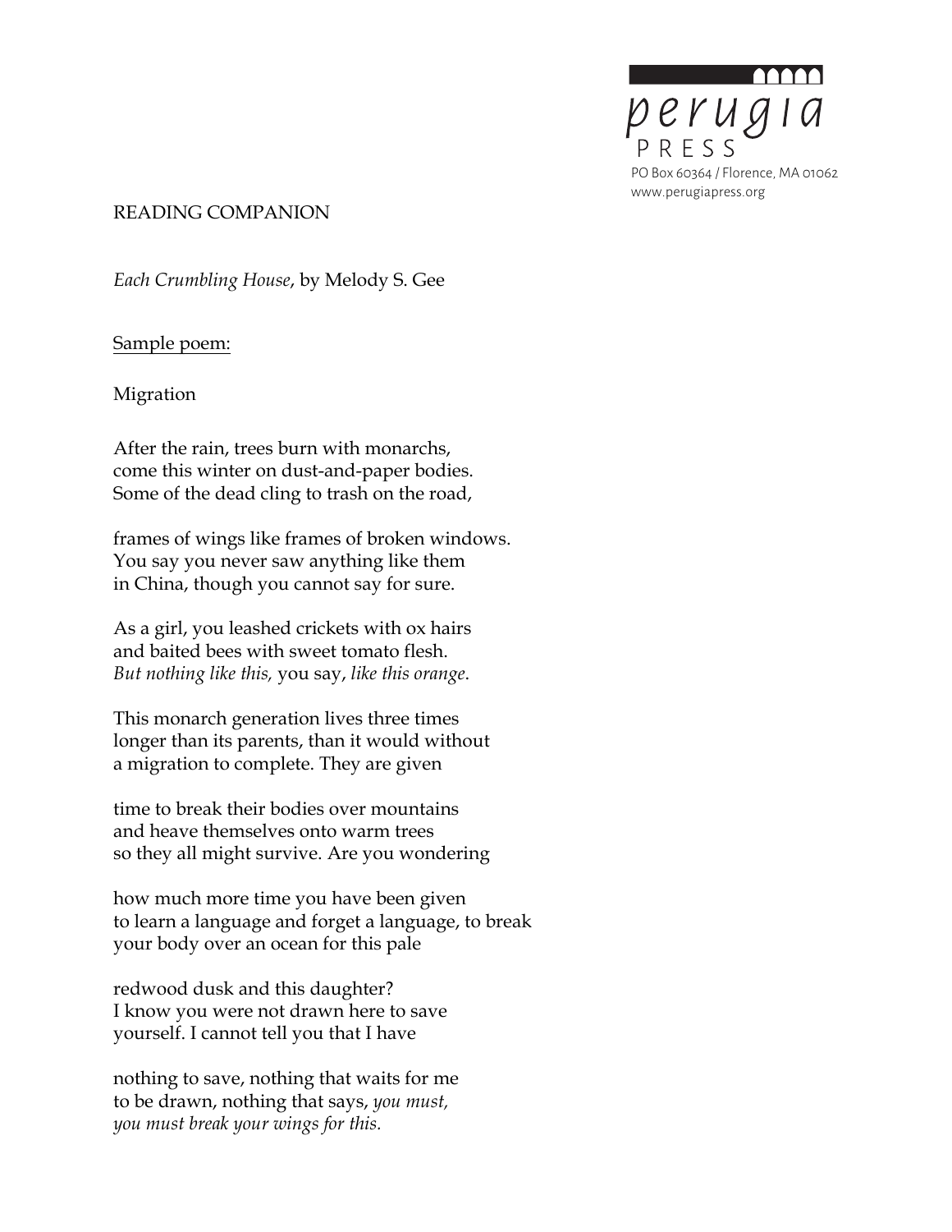perugia
PRESS
PO Box 60364 / Florence, MA 01062
www.perugiapress.org

READING COMPANION

*Each Crumbling House*, by Melody S. Gee

Sample poem:

Migration

After the rain, trees burn with monarchs,
come this winter on dust-and-paper bodies.
Some of the dead cling to trash on the road,

frames of wings like frames of broken windows.
You say you never saw anything like them
in China, though you cannot say for sure.

As a girl, you leashed crickets with ox hairs
and baited bees with sweet tomato flesh.
*But nothing like this,* you say, *like this orange*.

This monarch generation lives three times
longer than its parents, than it would without
a migration to complete. They are given

time to break their bodies over mountains
and heave themselves onto warm trees
so they all might survive. Are you wondering

how much more time you have been given
to learn a language and forget a language, to break
your body over an ocean for this pale

redwood dusk and this daughter?
I know you were not drawn here to save
yourself. I cannot tell you that I have

nothing to save, nothing that waits for me
to be drawn, nothing that says, *you must,*
*you must break your wings for this.*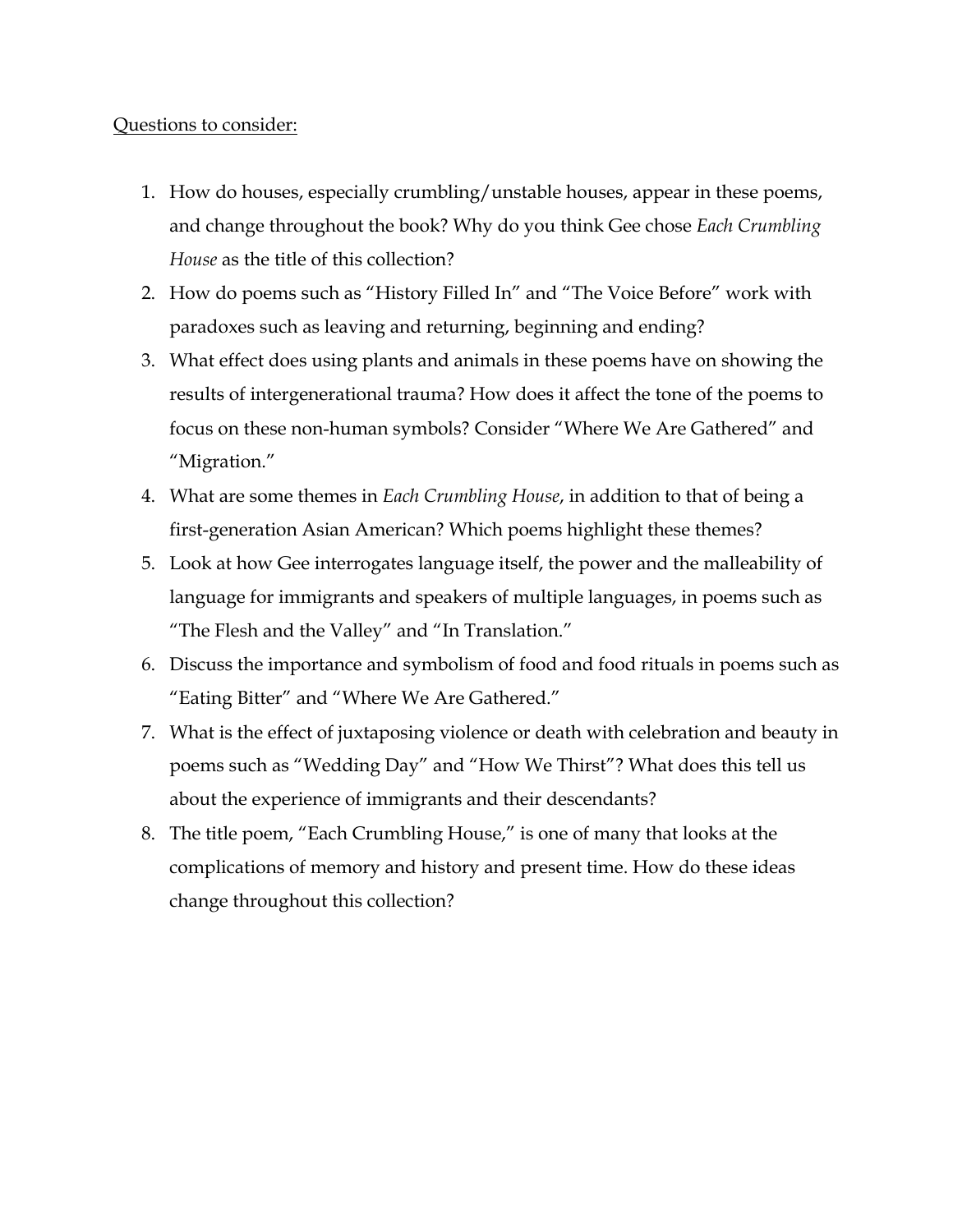<u>Questions to consider:</u>

1. How do houses, especially crumbling/unstable houses, appear in these poems, and change throughout the book? Why do you think Gee chose *Each Crumbling House* as the title of this collection?
2. How do poems such as "History Filled In" and "The Voice Before" work with paradoxes such as leaving and returning, beginning and ending?
3. What effect does using plants and animals in these poems have on showing the results of intergenerational trauma? How does it affect the tone of the poems to focus on these non-human symbols? Consider "Where We Are Gathered" and "Migration."
4. What are some themes in *Each Crumbling House*, in addition to that of being a first-generation Asian American? Which poems highlight these themes?
5. Look at how Gee interrogates language itself, the power and the malleability of language for immigrants and speakers of multiple languages, in poems such as "The Flesh and the Valley" and "In Translation."
6. Discuss the importance and symbolism of food and food rituals in poems such as "Eating Bitter" and "Where We Are Gathered."
7. What is the effect of juxtaposing violence or death with celebration and beauty in poems such as "Wedding Day" and "How We Thirst"? What does this tell us about the experience of immigrants and their descendants?
8. The title poem, "Each Crumbling House," is one of many that looks at the complications of memory and history and present time. How do these ideas change throughout this collection?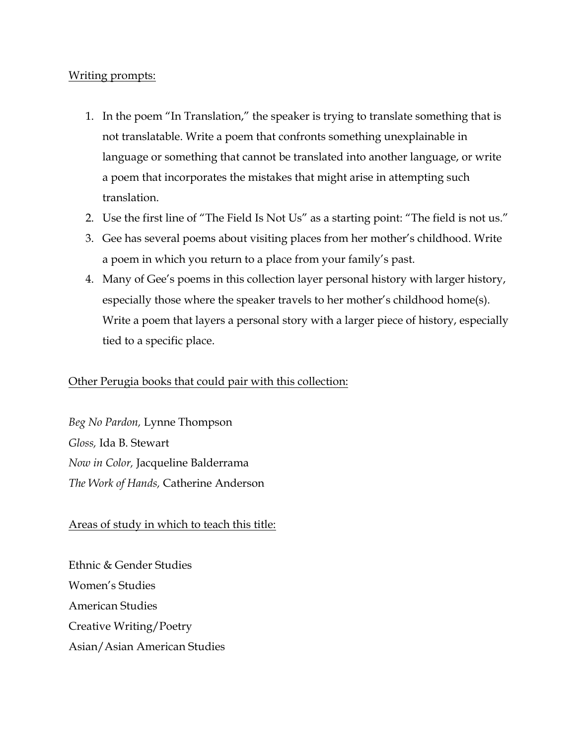<u>Writing prompts:</u>

1. In the poem "In Translation," the speaker is trying to translate something that is not translatable. Write a poem that confronts something unexplainable in language or something that cannot be translated into another language, or write a poem that incorporates the mistakes that might arise in attempting such translation.
2. Use the first line of "The Field Is Not Us" as a starting point: "The field is not us."
3. Gee has several poems about visiting places from her mother's childhood. Write a poem in which you return to a place from your family's past.
4. Many of Gee's poems in this collection layer personal history with larger history, especially those where the speaker travels to her mother's childhood home(s). Write a poem that layers a personal story with a larger piece of history, especially tied to a specific place.

<u>Other Perugia books that could pair with this collection:</u>

*Beg No Pardon,* Lynne Thompson
*Gloss,* Ida B. Stewart
*Now in Color,* Jacqueline Balderrama
*The Work of Hands,* Catherine Anderson

<u>Areas of study in which to teach this title:</u>

Ethnic & Gender Studies
Women's Studies
American Studies
Creative Writing/Poetry
Asian/Asian American Studies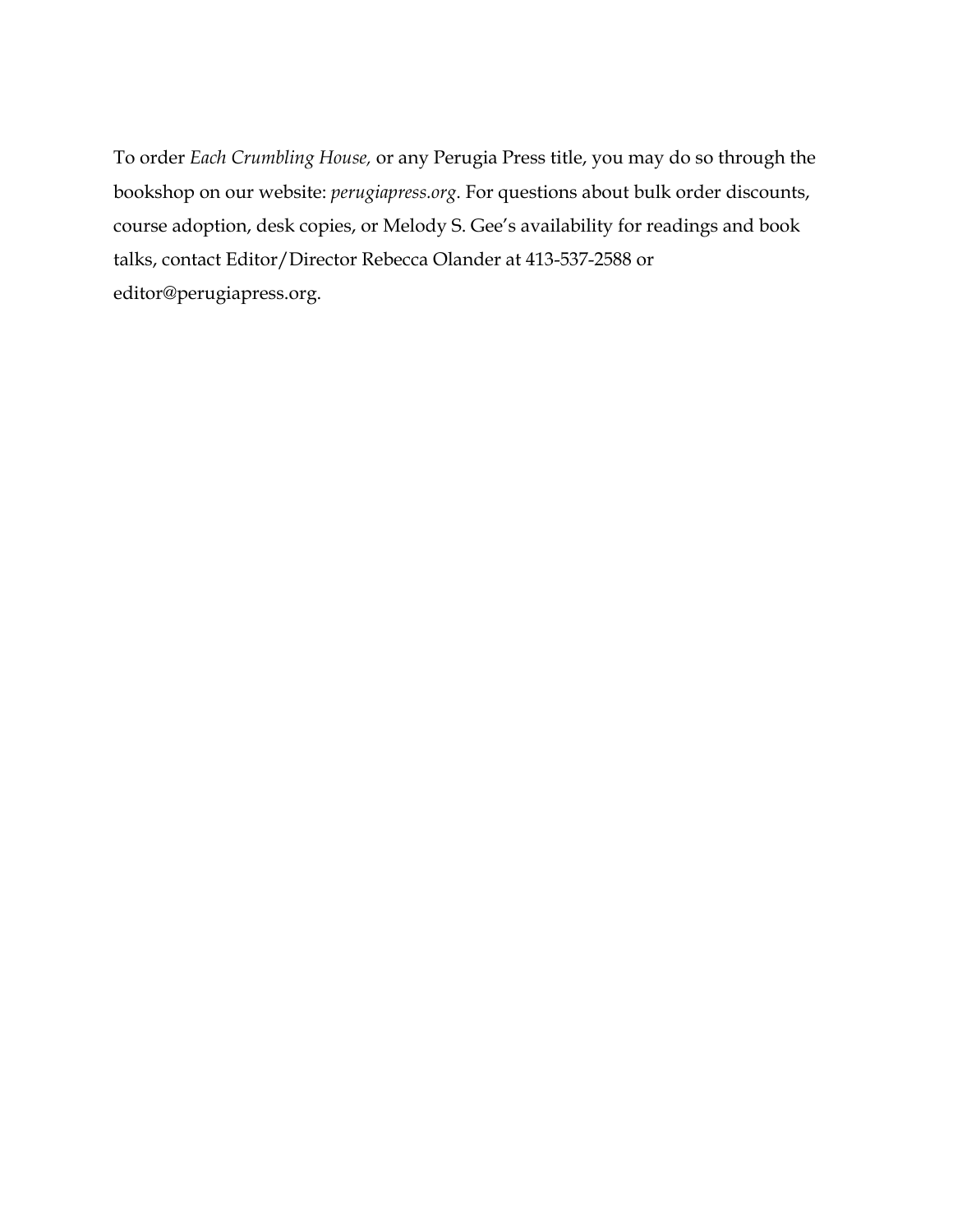To order *Each Crumbling House,* or any Perugia Press title, you may do so through the bookshop on our website: *perugiapress.org*. For questions about bulk order discounts, course adoption, desk copies, or Melody S. Gee's availability for readings and book talks, contact Editor/Director Rebecca Olander at 413-537-2588 or editor@perugiapress.org.